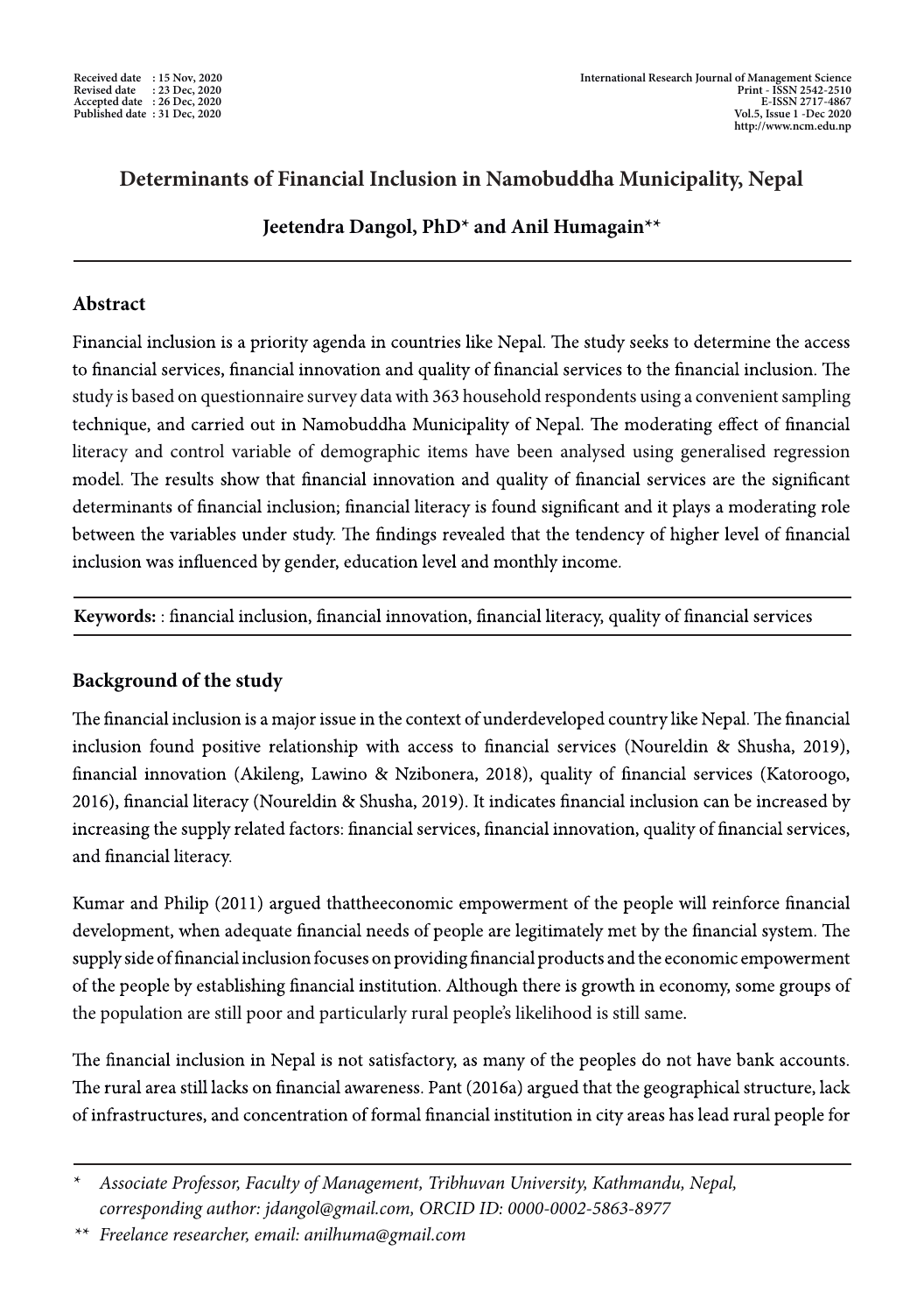# Determinants of Financial Inclusion in Namobuddha Municipality, Nepal

**Jeetendra Dangol, PhD* and Anil Humagain****

## Abstract

Financial inclusion is a priority agenda in countries like Nepal. The study seeks to determine the access to financial services, financial innovation and quality of financial services to the financial inclusion. The study is based on questionnaire survey data with 363 household respondents using a convenient sampling technique, and carried out in Namobuddha Municipality of Nepal. The moderating effect of financial literacy and control variable of demographic items have been analysed using generalised regression model. The results show that financial innovation and quality of financial services are the significant determinants of financial inclusion; financial literacy is found significant and it plays a moderating role between the variables under study. The findings revealed that the tendency of higher level of financial inclusion was influenced by gender, education level and monthly income.

**Keywords:** : financial inclusion, financial innovation, financial literacy, quality of financial services

## Background of the study

The financial inclusion is a major issue in the context of underdeveloped country like Nepal. The financial inclusion found positive relationship with access to financial services (Noureldin & Shusha, 2019), financial innovation (Akileng, Lawino & Nzibonera, 2018), quality of financial services (Katoroogo, 2016), financial literacy (Noureldin & Shusha, 2019). It indicates financial inclusion can be increased by increasing the supply related factors: financial services, financial innovation, quality of financial services, and financial literacy.

Kumar and Philip (2011) argued thattheeconomic empowerment of the people will reinforce financial development, when adequate financial needs of people are legitimately met by the financial system. The supply side of financial inclusion focuses on providing financial products and the economic empowerment of the people by establishing financial institution. Although there is growth in economy, some groups of the population are still poor and particularly rural people's likelihood is still same.

The financial inclusion in Nepal is not satisfactory, as many of the peoples do not have bank accounts. The rural area still lacks on financial awareness. Pant (2016a) argued that the geographical structure, lack of infrastructures, and concentration of formal financial institution in city areas has lead rural people for

---

\* *Associate Professor, Faculty of Management, Tribhuvan University, Kathmandu, Nepal, corresponding author: jdangol@gmail.com, ORCID ID: 0000-0002-5863-8977*

\** *Freelance researcher, email: anilhuma@gmail.com*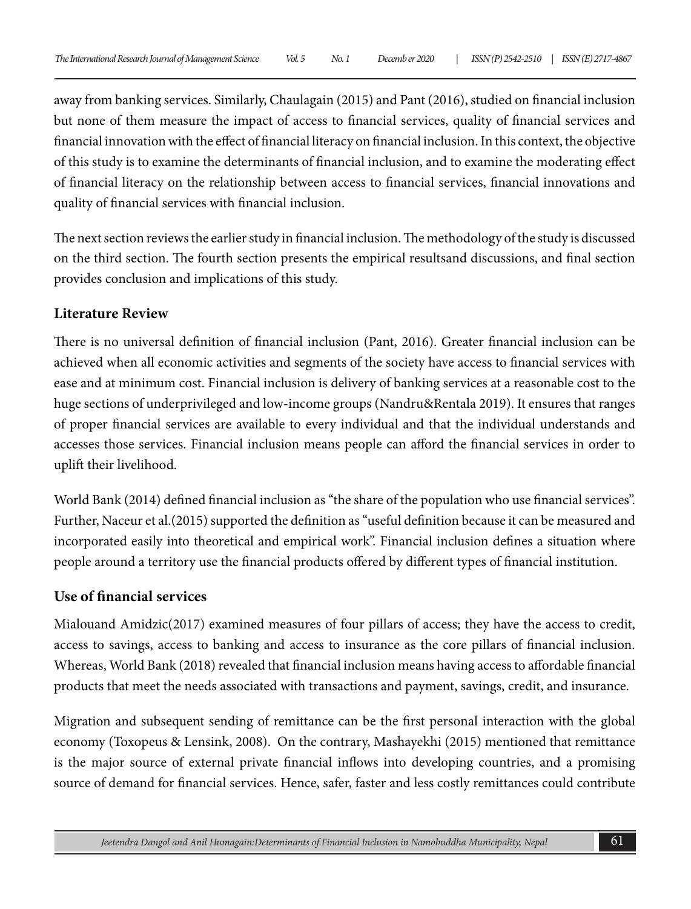away from banking services. Similarly, Chaulagain (2015) and Pant (2016), studied on financial inclusion but none of them measure the impact of access to financial services, quality of financial services and financial innovation with the effect of financial literacy on financial inclusion. In this context, the objective of this study is to examine the determinants of financial inclusion, and to examine the moderating effect of financial literacy on the relationship between access to financial services, financial innovations and quality of financial services with financial inclusion.

The next section reviews the earlier study in financial inclusion. The methodology of the study is discussed on the third section. The fourth section presents the empirical resultsand discussions, and final section provides conclusion and implications of this study.

## Literature Review

There is no universal definition of financial inclusion (Pant, 2016). Greater financial inclusion can be achieved when all economic activities and segments of the society have access to financial services with ease and at minimum cost. Financial inclusion is delivery of banking services at a reasonable cost to the huge sections of underprivileged and low-income groups (Nandru&Rentala 2019). It ensures that ranges of proper financial services are available to every individual and that the individual understands and accesses those services. Financial inclusion means people can afford the financial services in order to uplift their livelihood.

World Bank (2014) defined financial inclusion as "the share of the population who use financial services". Further, Naceur et al.(2015) supported the definition as "useful definition because it can be measured and incorporated easily into theoretical and empirical work". Financial inclusion defines a situation where people around a territory use the financial products offered by different types of financial institution.

## Use of financial services

Mialouand Amidzic(2017) examined measures of four pillars of access; they have the access to credit, access to savings, access to banking and access to insurance as the core pillars of financial inclusion. Whereas, World Bank (2018) revealed that financial inclusion means having access to affordable financial products that meet the needs associated with transactions and payment, savings, credit, and insurance.

Migration and subsequent sending of remittance can be the first personal interaction with the global economy (Toxopeus & Lensink, 2008). On the contrary, Mashayekhi (2015) mentioned that remittance is the major source of external private financial inflows into developing countries, and a promising source of demand for financial services. Hence, safer, faster and less costly remittances could contribute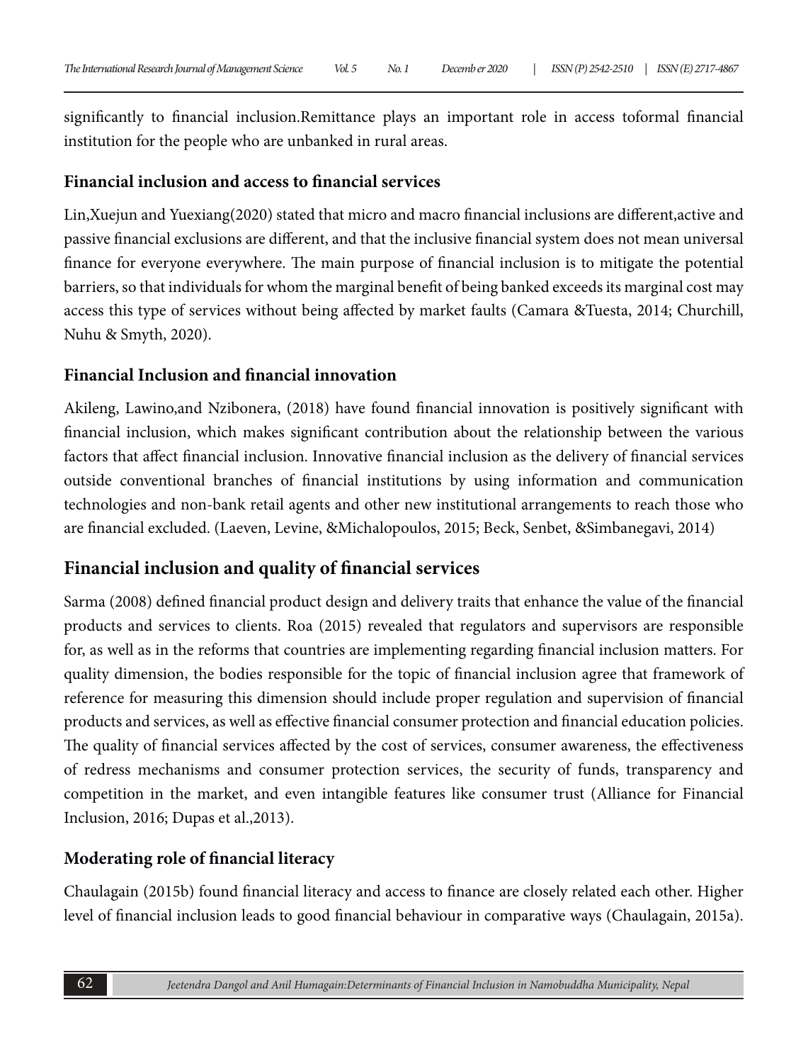significantly to financial inclusion.Remittance plays an important role in access toformal financial institution for the people who are unbanked in rural areas.

### Financial inclusion and access to financial services

Lin,Xuejun and Yuexiang(2020) stated that micro and macro financial inclusions are different,active and passive financial exclusions are different, and that the inclusive financial system does not mean universal finance for everyone everywhere. The main purpose of financial inclusion is to mitigate the potential barriers, so that individuals for whom the marginal benefit of being banked exceeds its marginal cost may access this type of services without being affected by market faults (Camara &Tuesta, 2014; Churchill, Nuhu & Smyth, 2020).

### Financial Inclusion and financial innovation

Akileng, Lawino,and Nzibonera, (2018) have found financial innovation is positively significant with financial inclusion, which makes significant contribution about the relationship between the various factors that affect financial inclusion. Innovative financial inclusion as the delivery of financial services outside conventional branches of financial institutions by using information and communication technologies and non-bank retail agents and other new institutional arrangements to reach those who are financial excluded. (Laeven, Levine, &Michalopoulos, 2015; Beck, Senbet, &Simbanegavi, 2014)

## Financial inclusion and quality of financial services

Sarma (2008) defined financial product design and delivery traits that enhance the value of the financial products and services to clients. Roa (2015) revealed that regulators and supervisors are responsible for, as well as in the reforms that countries are implementing regarding financial inclusion matters. For quality dimension, the bodies responsible for the topic of financial inclusion agree that framework of reference for measuring this dimension should include proper regulation and supervision of financial products and services, as well as effective financial consumer protection and financial education policies. The quality of financial services affected by the cost of services, consumer awareness, the effectiveness of redress mechanisms and consumer protection services, the security of funds, transparency and competition in the market, and even intangible features like consumer trust (Alliance for Financial Inclusion, 2016; Dupas et al.,2013).

### Moderating role of financial literacy

Chaulagain (2015b) found financial literacy and access to finance are closely related each other. Higher level of financial inclusion leads to good financial behaviour in comparative ways (Chaulagain, 2015a).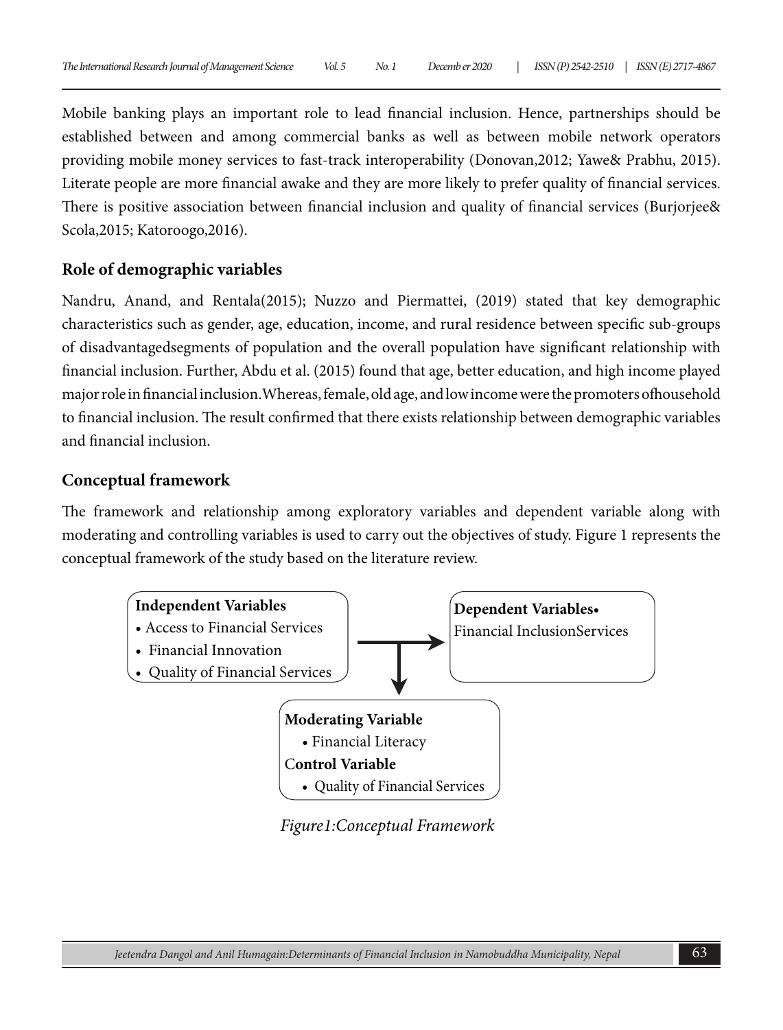Mobile banking plays an important role to lead financial inclusion. Hence, partnerships should be established between and among commercial banks as well as between mobile network operators providing mobile money services to fast-track interoperability (Donovan,2012; Yawe& Prabhu, 2015). Literate people are more financial awake and they are more likely to prefer quality of financial services. There is positive association between financial inclusion and quality of financial services (Burjorjee& Scola,2015; Katoroogo,2016).

## Role of demographic variables

Nandru, Anand, and Rentala(2015); Nuzzo and Piermattei, (2019) stated that key demographic characteristics such as gender, age, education, income, and rural residence between specific sub-groups of disadvantagedsegments of population and the overall population have significant relationship with financial inclusion. Further, Abdu et al. (2015) found that age, better education, and high income played major role in financial inclusion.Whereas, female, old age, and low income were the promoters ofhousehold to financial inclusion. The result confirmed that there exists relationship between demographic variables and financial inclusion.

## Conceptual framework

The framework and relationship among exploratory variables and dependent variable along with moderating and controlling variables is used to carry out the objectives of study. Figure 1 represents the conceptual framework of the study based on the literature review.

**Independent Variables**

- Access to Financial Services
- Financial Innovation
- Quality of Financial Services

**Dependent Variables•**
Financial InclusionServices

**Moderating Variable**

- Financial Literacy

**Control Variable**

- Quality of Financial Services

*Figure1:Conceptual Framework*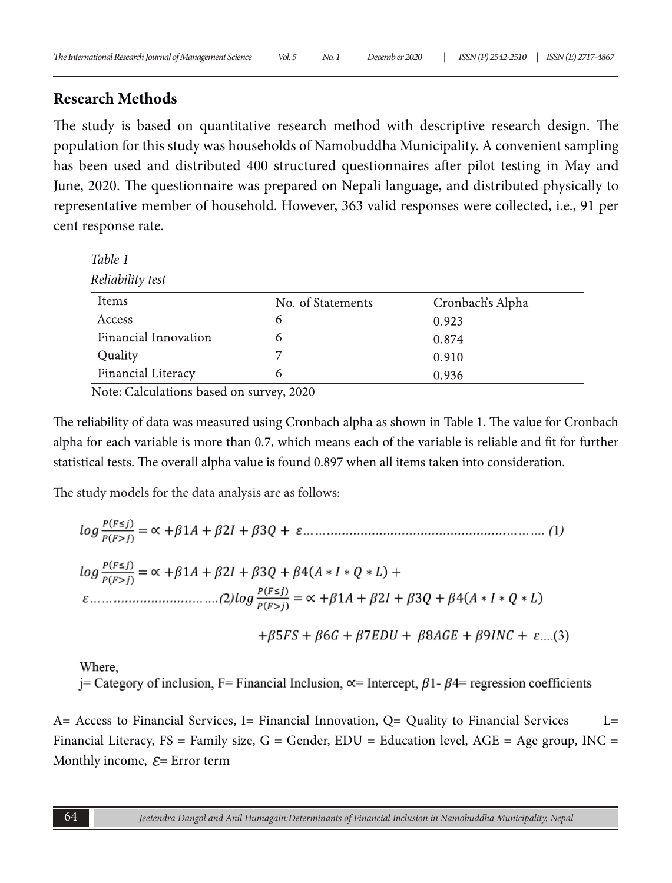## Research Methods

The study is based on quantitative research method with descriptive research design. The population for this study was households of Namobuddha Municipality. A convenient sampling has been used and distributed 400 structured questionnaires after pilot testing in May and June, 2020. The questionnaire was prepared on Nepali language, and distributed physically to representative member of household. However, 363 valid responses were collected, i.e., 91 per cent response rate.

*Table 1*

*Reliability test*

| Items | No. of Statements | Cronbach's Alpha |
|---|---|---|
| Access | 6 | 0.923 |
| Financial Innovation | 6 | 0.874 |
| Quality | 7 | 0.910 |
| Financial Literacy | 6 | 0.936 |

Note: Calculations based on survey, 2020

The reliability of data was measured using Cronbach alpha as shown in Table 1. The value for Cronbach alpha for each variable is more than 0.7, which means each of the variable is reliable and fit for further statistical tests. The overall alpha value is found 0.897 when all items taken into consideration.

The study models for the data analysis are as follows:

$$log\frac{P(F\leq j)}{P(F>j)} = \propto +\beta 1A + \beta 2I + \beta 3Q + \varepsilon \ldots\ldots (1)$$

$$log\frac{P(F\leq j)}{P(F>j)} = \propto +\beta 1A + \beta 2I + \beta 3Q + \beta 4(A*I*Q*L) + \varepsilon \ldots\ldots (2)$$

$$log\frac{P(F\leq j)}{P(F>j)} = \propto +\beta 1A + \beta 2I + \beta 3Q + \beta 4(A*I*Q*L) + \beta 5FS + \beta 6G + \beta 7EDU + \beta 8AGE + \beta 9INC + \varepsilon \ldots (3)$$

Where,

j= Category of inclusion, F= Financial Inclusion, $\propto$= Intercept, $\beta 1$- $\beta 4$= regression coefficients

A= Access to Financial Services, I= Financial Innovation, Q= Quality to Financial Services L= Financial Literacy, FS = Family size, G = Gender, EDU = Education level, AGE = Age group, INC = Monthly income, $\varepsilon$= Error term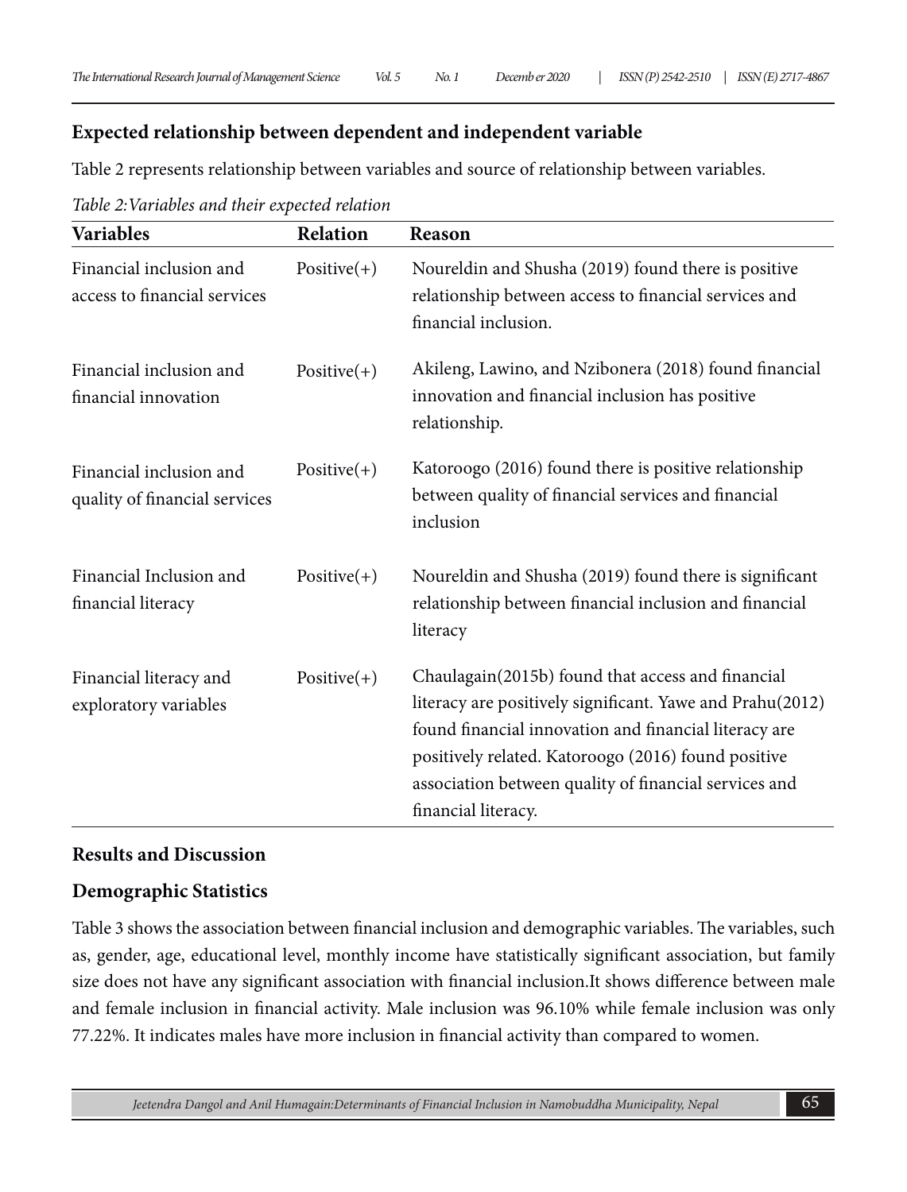## Expected relationship between dependent and independent variable

Table 2 represents relationship between variables and source of relationship between variables.

*Table 2:Variables and their expected relation*

| Variables | Relation | Reason |
|---|---|---|
| Financial inclusion and access to financial services | Positive(+) | Noureldin and Shusha (2019) found there is positive relationship between access to financial services and financial inclusion. |
| Financial inclusion and financial innovation | Positive(+) | Akileng, Lawino, and Nzibonera (2018) found financial innovation and financial inclusion has positive relationship. |
| Financial inclusion and quality of financial services | Positive(+) | Katoroogo (2016) found there is positive relationship between quality of financial services and financial inclusion |
| Financial Inclusion and financial literacy | Positive(+) | Noureldin and Shusha (2019) found there is significant relationship between financial inclusion and financial literacy |
| Financial literacy and exploratory variables | Positive(+) | Chaulagain(2015b) found that access and financial literacy are positively significant. Yawe and Prahu(2012) found financial innovation and financial literacy are positively related. Katoroogo (2016) found positive association between quality of financial services and financial literacy. |

## Results and Discussion

### Demographic Statistics

Table 3 shows the association between financial inclusion and demographic variables. The variables, such as, gender, age, educational level, monthly income have statistically significant association, but family size does not have any significant association with financial inclusion.It shows difference between male and female inclusion in financial activity. Male inclusion was 96.10% while female inclusion was only 77.22%. It indicates males have more inclusion in financial activity than compared to women.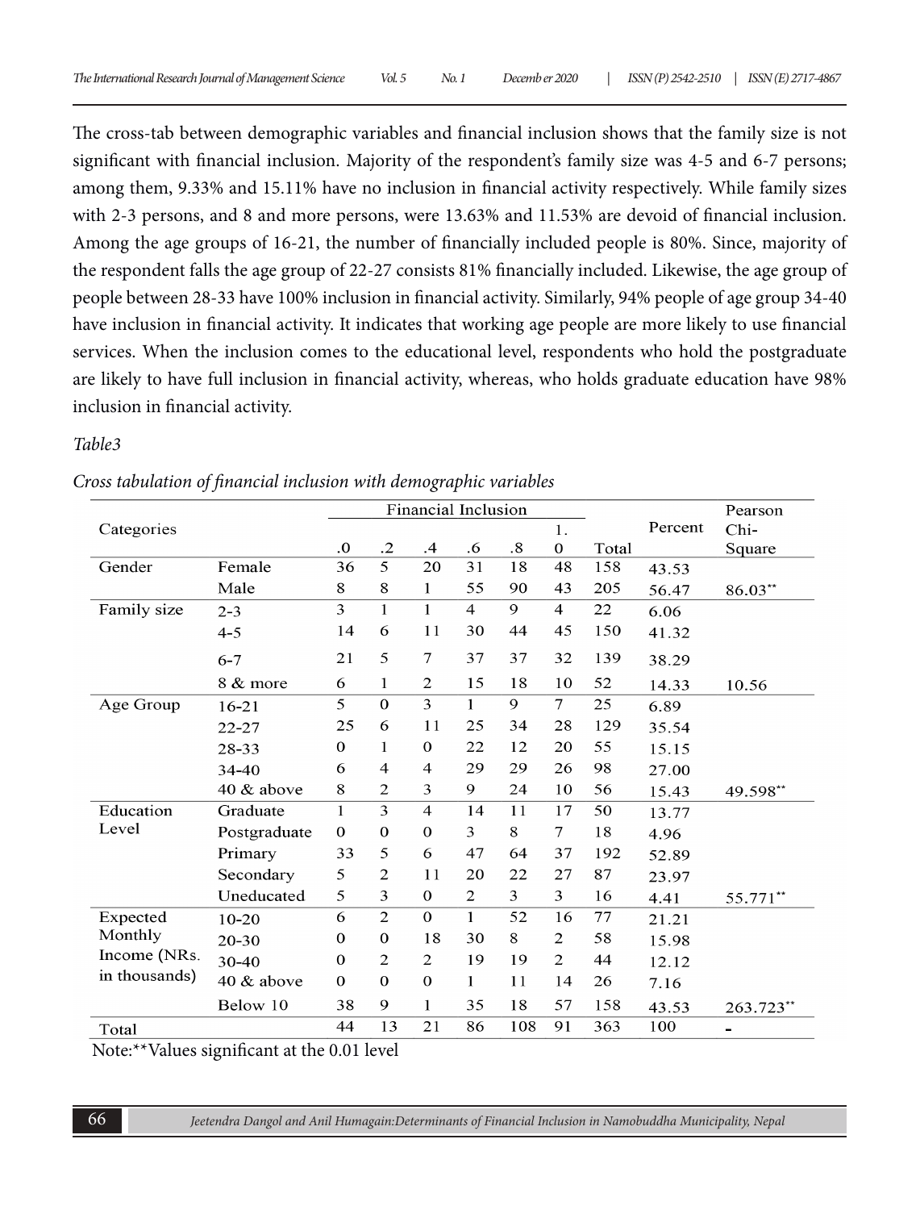The cross-tab between demographic variables and financial inclusion shows that the family size is not significant with financial inclusion. Majority of the respondent's family size was 4-5 and 6-7 persons; among them, 9.33% and 15.11% have no inclusion in financial activity respectively. While family sizes with 2-3 persons, and 8 and more persons, were 13.63% and 11.53% are devoid of financial inclusion. Among the age groups of 16-21, the number of financially included people is 80%. Since, majority of the respondent falls the age group of 22-27 consists 81% financially included. Likewise, the age group of people between 28-33 have 100% inclusion in financial activity. Similarly, 94% people of age group 34-40 have inclusion in financial activity. It indicates that working age people are more likely to use financial services. When the inclusion comes to the educational level, respondents who hold the postgraduate are likely to have full inclusion in financial activity, whereas, who holds graduate education have 98% inclusion in financial activity.

*Table3*

*Cross tabulation of financial inclusion with demographic variables*

| Categories | | Financial Inclusion | | | | | | Total | Percent | Pearson Chi-Square |
|---|---|---|---|---|---|---|---|---|---|---|
| | | .0 | .2 | .4 | .6 | .8 | 1.0 | | | |
| Gender | Female | 36 | 5 | 20 | 31 | 18 | 48 | 158 | 43.53 | |
| | Male | 8 | 8 | 1 | 55 | 90 | 43 | 205 | 56.47 | 86.03** |
| Family size | 2-3 | 3 | 1 | 1 | 4 | 9 | 4 | 22 | 6.06 | |
| | 4-5 | 14 | 6 | 11 | 30 | 44 | 45 | 150 | 41.32 | |
| | 6-7 | 21 | 5 | 7 | 37 | 37 | 32 | 139 | 38.29 | |
| | 8 & more | 6 | 1 | 2 | 15 | 18 | 10 | 52 | 14.33 | 10.56 |
| Age Group | 16-21 | 5 | 0 | 3 | 1 | 9 | 7 | 25 | 6.89 | |
| | 22-27 | 25 | 6 | 11 | 25 | 34 | 28 | 129 | 35.54 | |
| | 28-33 | 0 | 1 | 0 | 22 | 12 | 20 | 55 | 15.15 | |
| | 34-40 | 6 | 4 | 4 | 29 | 29 | 26 | 98 | 27.00 | |
| | 40 & above | 8 | 2 | 3 | 9 | 24 | 10 | 56 | 15.43 | 49.598** |
| Education Level | Graduate | 1 | 3 | 4 | 14 | 11 | 17 | 50 | 13.77 | |
| | Postgraduate | 0 | 0 | 0 | 3 | 8 | 7 | 18 | 4.96 | |
| | Primary | 33 | 5 | 6 | 47 | 64 | 37 | 192 | 52.89 | |
| | Secondary | 5 | 2 | 11 | 20 | 22 | 27 | 87 | 23.97 | |
| | Uneducated | 5 | 3 | 0 | 2 | 3 | 3 | 16 | 4.41 | 55.771** |
| Expected Monthly Income (NRs. in thousands) | 10-20 | 6 | 2 | 0 | 1 | 52 | 16 | 77 | 21.21 | |
| | 20-30 | 0 | 0 | 18 | 30 | 8 | 2 | 58 | 15.98 | |
| | 30-40 | 0 | 2 | 2 | 19 | 19 | 2 | 44 | 12.12 | |
| | 40 & above | 0 | 0 | 0 | 1 | 11 | 14 | 26 | 7.16 | |
| | Below 10 | 38 | 9 | 1 | 35 | 18 | 57 | 158 | 43.53 | 263.723** |
| Total | | 44 | 13 | 21 | 86 | 108 | 91 | 363 | 100 | - |

Note:**Values significant at the 0.01 level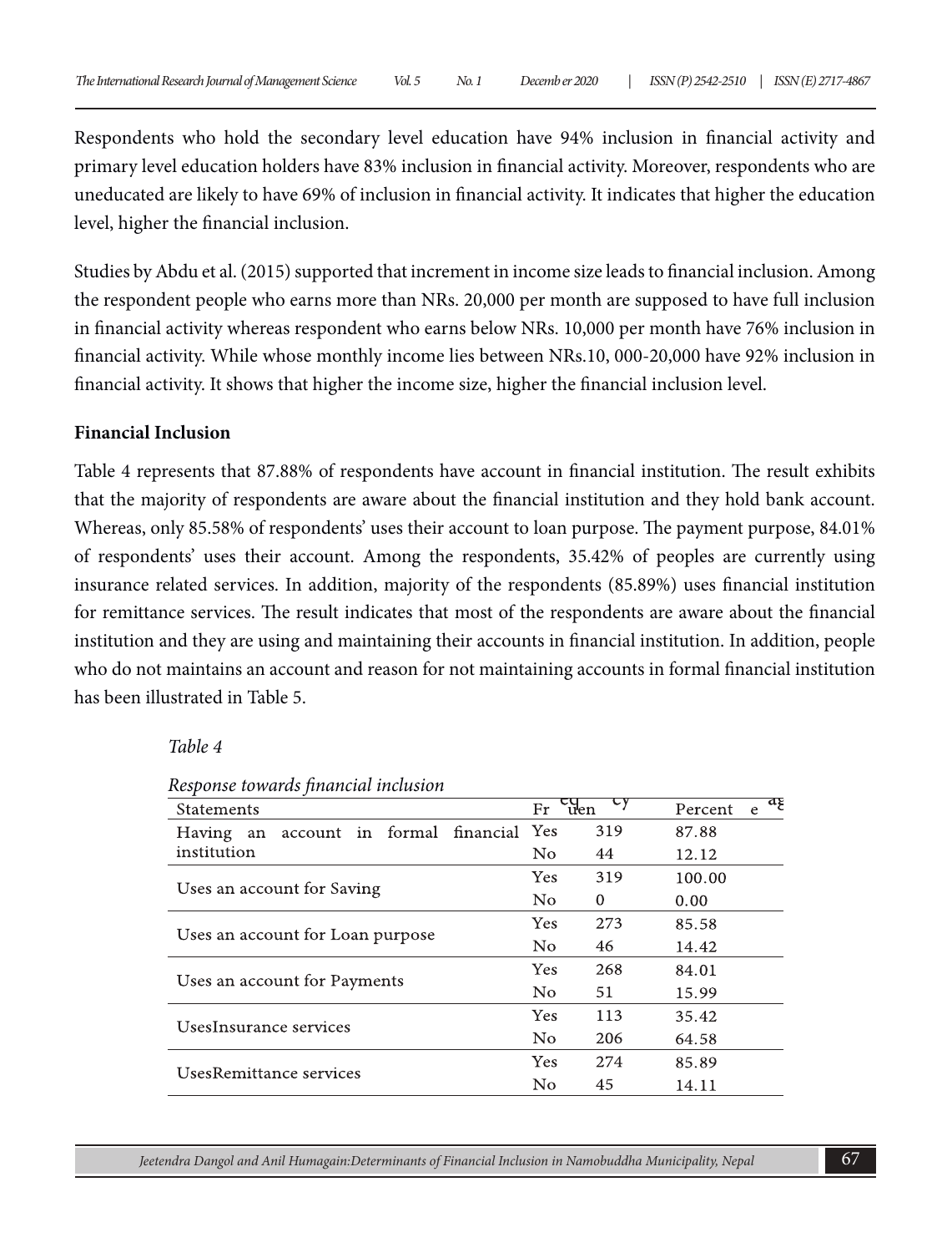Respondents who hold the secondary level education have 94% inclusion in financial activity and primary level education holders have 83% inclusion in financial activity. Moreover, respondents who are uneducated are likely to have 69% of inclusion in financial activity. It indicates that higher the education level, higher the financial inclusion.

Studies by Abdu et al. (2015) supported that increment in income size leads to financial inclusion. Among the respondent people who earns more than NRs. 20,000 per month are supposed to have full inclusion in financial activity whereas respondent who earns below NRs. 10,000 per month have 76% inclusion in financial activity. While whose monthly income lies between NRs.10, 000-20,000 have 92% inclusion in financial activity. It shows that higher the income size, higher the financial inclusion level.

**Financial Inclusion**

Table 4 represents that 87.88% of respondents have account in financial institution. The result exhibits that the majority of respondents are aware about the financial institution and they hold bank account. Whereas, only 85.58% of respondents' uses their account to loan purpose. The payment purpose, 84.01% of respondents' uses their account. Among the respondents, 35.42% of peoples are currently using insurance related services. In addition, majority of the respondents (85.89%) uses financial institution for remittance services. The result indicates that most of the respondents are aware about the financial institution and they are using and maintaining their accounts in financial institution. In addition, people who do not maintains an account and reason for not maintaining accounts in formal financial institution has been illustrated in Table 5.

*Table 4*

*Response towards financial inclusion*

| Statements | | Frequency | Percentage |
|---|---|---|---|
| Having an account in formal financial institution | Yes | 319 | 87.88 |
| | No | 44 | 12.12 |
| Uses an account for Saving | Yes | 319 | 100.00 |
| | No | 0 | 0.00 |
| Uses an account for Loan purpose | Yes | 273 | 85.58 |
| | No | 46 | 14.42 |
| Uses an account for Payments | Yes | 268 | 84.01 |
| | No | 51 | 15.99 |
| UsesInsurance services | Yes | 113 | 35.42 |
| | No | 206 | 64.58 |
| UsesRemittance services | Yes | 274 | 85.89 |
| | No | 45 | 14.11 |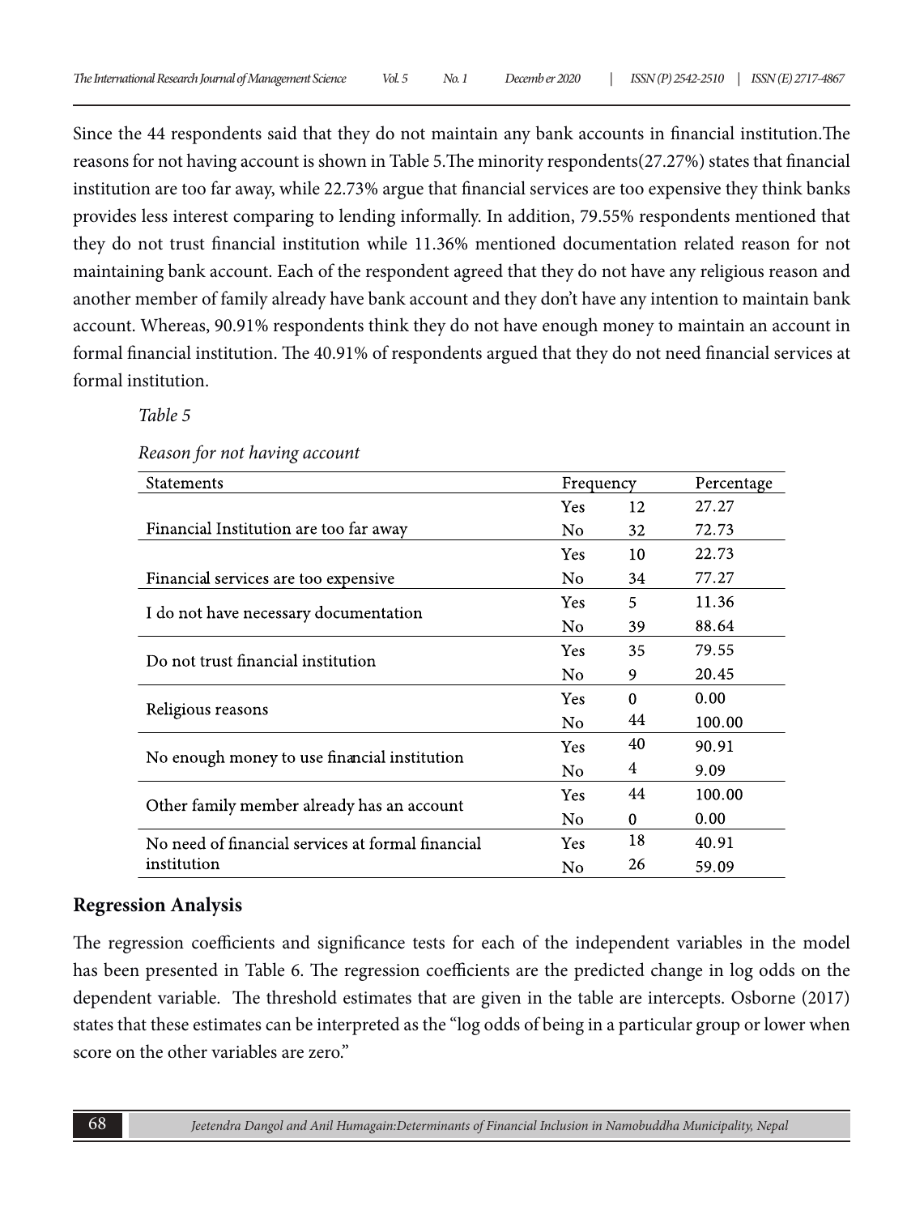Since the 44 respondents said that they do not maintain any bank accounts in financial institution.The reasons for not having account is shown in Table 5.The minority respondents(27.27%) states that financial institution are too far away, while 22.73% argue that financial services are too expensive they think banks provides less interest comparing to lending informally. In addition, 79.55% respondents mentioned that they do not trust financial institution while 11.36% mentioned documentation related reason for not maintaining bank account. Each of the respondent agreed that they do not have any religious reason and another member of family already have bank account and they don't have any intention to maintain bank account. Whereas, 90.91% respondents think they do not have enough money to maintain an account in formal financial institution. The 40.91% of respondents argued that they do not need financial services at formal institution.

*Table 5*

*Reason for not having account*

| Statements | Frequency | | Percentage |
|---|---|---|---|
| Financial Institution are too far away | Yes | 12 | 27.27 |
| | No | 32 | 72.73 |
| Financial services are too expensive | Yes | 10 | 22.73 |
| | No | 34 | 77.27 |
| I do not have necessary documentation | Yes | 5 | 11.36 |
| | No | 39 | 88.64 |
| Do not trust financial institution | Yes | 35 | 79.55 |
| | No | 9 | 20.45 |
| Religious reasons | Yes | 0 | 0.00 |
| | No | 44 | 100.00 |
| No enough money to use financial institution | Yes | 40 | 90.91 |
| | No | 4 | 9.09 |
| Other family member already has an account | Yes | 44 | 100.00 |
| | No | 0 | 0.00 |
| No need of financial services at formal financial institution | Yes | 18 | 40.91 |
| | No | 26 | 59.09 |

## Regression Analysis

The regression coefficients and significance tests for each of the independent variables in the model has been presented in Table 6. The regression coefficients are the predicted change in log odds on the dependent variable. The threshold estimates that are given in the table are intercepts. Osborne (2017) states that these estimates can be interpreted as the "log odds of being in a particular group or lower when score on the other variables are zero."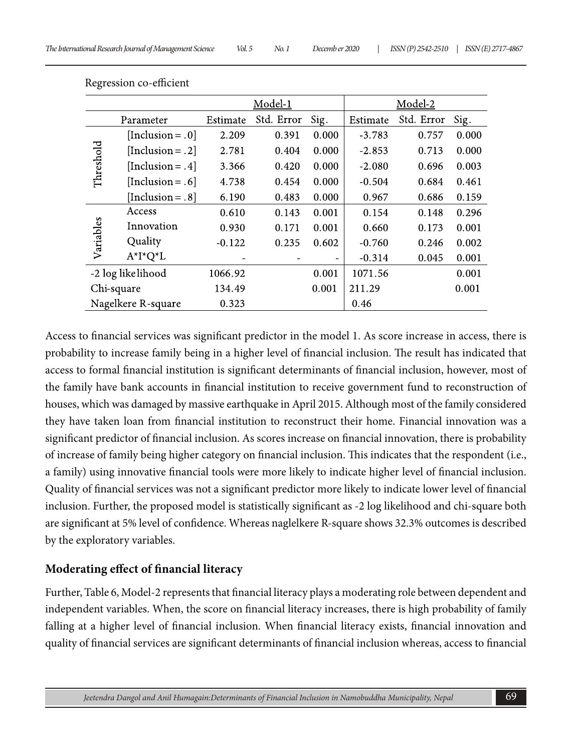Regression co-efficient

| | Parameter | Model-1 | | | Model-2 | | |
|---|---|---|---|---|---|---|---|
| | | Estimate | Std. Error | Sig. | Estimate | Std. Error | Sig. |
| Threshold | [Inclusion = .0] | 2.209 | 0.391 | 0.000 | -3.783 | 0.757 | 0.000 |
| | [Inclusion = .2] | 2.781 | 0.404 | 0.000 | -2.853 | 0.713 | 0.000 |
| | [Inclusion = .4] | 3.366 | 0.420 | 0.000 | -2.080 | 0.696 | 0.003 |
| | [Inclusion = .6] | 4.738 | 0.454 | 0.000 | -0.504 | 0.684 | 0.461 |
| | [Inclusion = .8] | 6.190 | 0.483 | 0.000 | 0.967 | 0.686 | 0.159 |
| Variables | Access | 0.610 | 0.143 | 0.001 | 0.154 | 0.148 | 0.296 |
| | Innovation | 0.930 | 0.171 | 0.001 | 0.660 | 0.173 | 0.001 |
| | Quality | -0.122 | 0.235 | 0.602 | -0.760 | 0.246 | 0.002 |
| | A*I*Q*L | - | - | - | -0.314 | 0.045 | 0.001 |
| -2 log likelihood | | 1066.92 | | 0.001 | 1071.56 | | 0.001 |
| Chi-square | | 134.49 | | 0.001 | 211.29 | | 0.001 |
| Nagelkere R-square | | 0.323 | | | 0.46 | | |

Access to financial services was significant predictor in the model 1. As score increase in access, there is probability to increase family being in a higher level of financial inclusion. The result has indicated that access to formal financial institution is significant determinants of financial inclusion, however, most of the family have bank accounts in financial institution to receive government fund to reconstruction of houses, which was damaged by massive earthquake in April 2015. Although most of the family considered they have taken loan from financial institution to reconstruct their home. Financial innovation was a significant predictor of financial inclusion. As scores increase on financial innovation, there is probability of increase of family being higher category on financial inclusion. This indicates that the respondent (i.e., a family) using innovative financial tools were more likely to indicate higher level of financial inclusion. Quality of financial services was not a significant predictor more likely to indicate lower level of financial inclusion. Further, the proposed model is statistically significant as -2 log likelihood and chi-square both are significant at 5% level of confidence. Whereas naglelkere R-square shows 32.3% outcomes is described by the exploratory variables.

## Moderating effect of financial literacy

Further, Table 6, Model-2 represents that financial literacy plays a moderating role between dependent and independent variables. When, the score on financial literacy increases, there is high probability of family falling at a higher level of financial inclusion. When financial literacy exists, financial innovation and quality of financial services are significant determinants of financial inclusion whereas, access to financial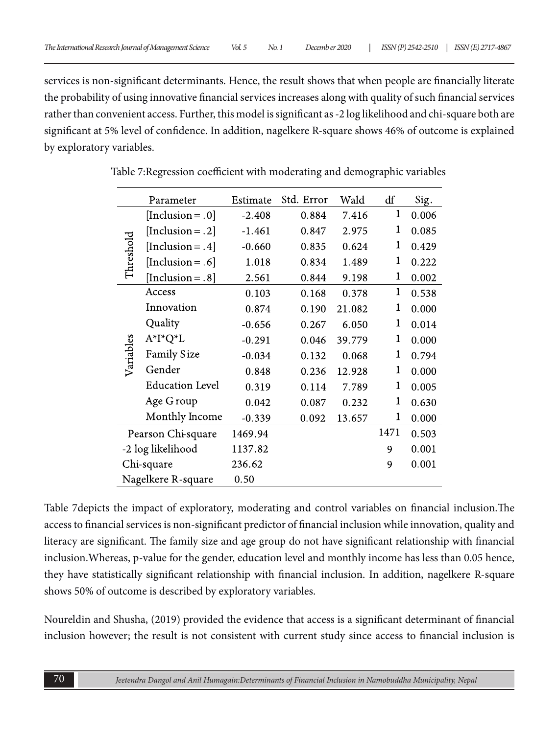services is non-significant determinants. Hence, the result shows that when people are financially literate the probability of using innovative financial services increases along with quality of such financial services rather than convenient access. Further, this model is significant as -2 log likelihood and chi-square both are significant at 5% level of confidence. In addition, nagelkere R-square shows 46% of outcome is explained by exploratory variables.

Table 7:Regression coefficient with moderating and demographic variables

| | Parameter | Estimate | Std. Error | Wald | df | Sig. |
|---|---|---|---|---|---|---|
| Threshold | [Inclusion = .0] | -2.408 | 0.884 | 7.416 | 1 | 0.006 |
| | [Inclusion = .2] | -1.461 | 0.847 | 2.975 | 1 | 0.085 |
| | [Inclusion = .4] | -0.660 | 0.835 | 0.624 | 1 | 0.429 |
| | [Inclusion = .6] | 1.018 | 0.834 | 1.489 | 1 | 0.222 |
| | [Inclusion = .8] | 2.561 | 0.844 | 9.198 | 1 | 0.002 |
| Variables | Access | 0.103 | 0.168 | 0.378 | 1 | 0.538 |
| | Innovation | 0.874 | 0.190 | 21.082 | 1 | 0.000 |
| | Quality | -0.656 | 0.267 | 6.050 | 1 | 0.014 |
| | A*I*Q*L | -0.291 | 0.046 | 39.779 | 1 | 0.000 |
| | Family Size | -0.034 | 0.132 | 0.068 | 1 | 0.794 |
| | Gender | 0.848 | 0.236 | 12.928 | 1 | 0.000 |
| | Education Level | 0.319 | 0.114 | 7.789 | 1 | 0.005 |
| | Age Group | 0.042 | 0.087 | 0.232 | 1 | 0.630 |
| | Monthly Income | -0.339 | 0.092 | 13.657 | 1 | 0.000 |
| Pearson Chi-square | | 1469.94 | | | 1471 | 0.503 |
| -2 log likelihood | | 1137.82 | | | 9 | 0.001 |
| Chi-square | | 236.62 | | | 9 | 0.001 |
| Nagelkere R-square | | 0.50 | | | | |

Table 7depicts the impact of exploratory, moderating and control variables on financial inclusion.The access to financial services is non-significant predictor of financial inclusion while innovation, quality and literacy are significant. The family size and age group do not have significant relationship with financial inclusion.Whereas, p-value for the gender, education level and monthly income has less than 0.05 hence, they have statistically significant relationship with financial inclusion. In addition, nagelkere R-square shows 50% of outcome is described by exploratory variables.

Noureldin and Shusha, (2019) provided the evidence that access is a significant determinant of financial inclusion however; the result is not consistent with current study since access to financial inclusion is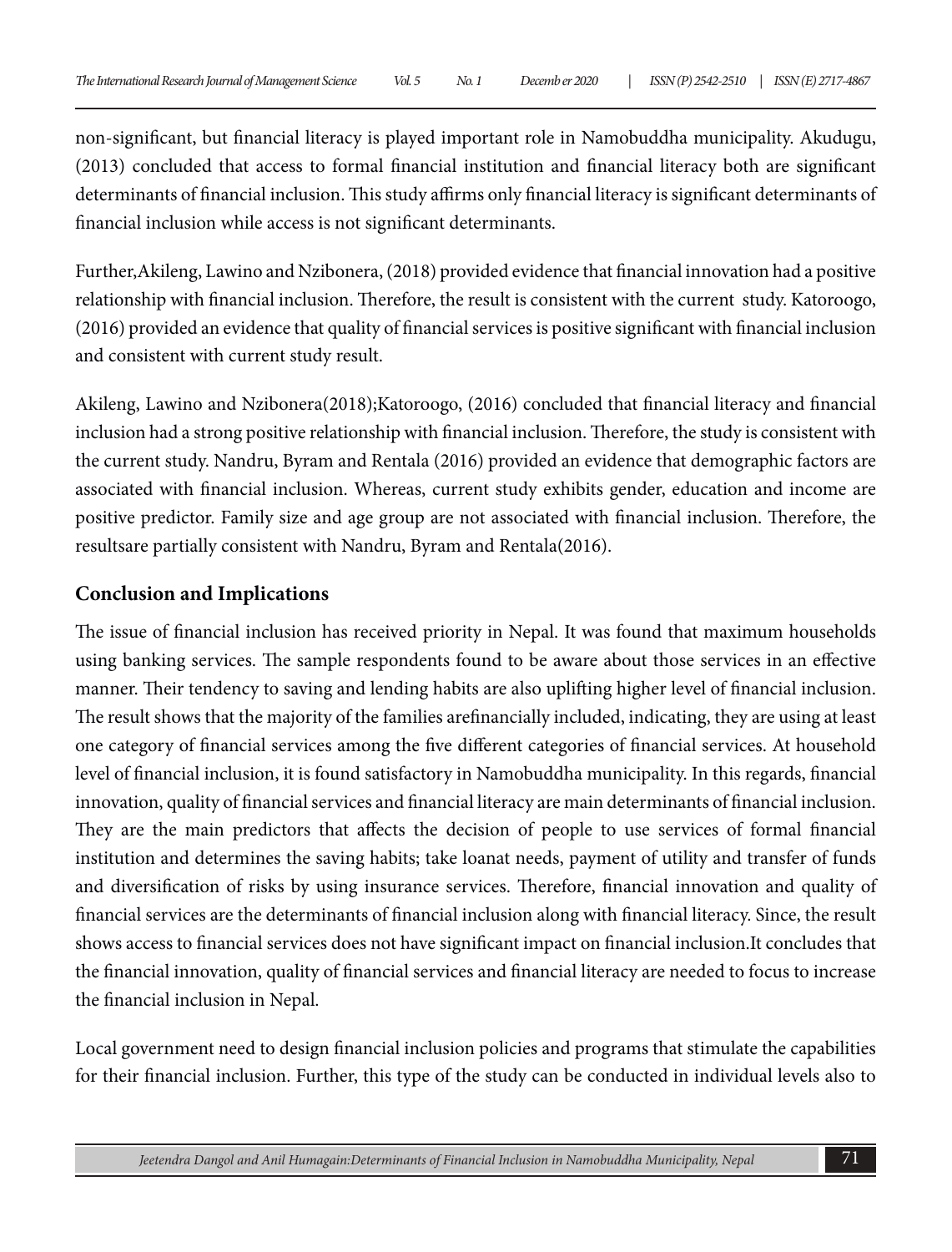non-significant, but financial literacy is played important role in Namobuddha municipality. Akudugu, (2013) concluded that access to formal financial institution and financial literacy both are significant determinants of financial inclusion. This study affirms only financial literacy is significant determinants of financial inclusion while access is not significant determinants.

Further,Akileng, Lawino and Nzibonera, (2018) provided evidence that financial innovation had a positive relationship with financial inclusion. Therefore, the result is consistent with the current study. Katoroogo, (2016) provided an evidence that quality of financial services is positive significant with financial inclusion and consistent with current study result.

Akileng, Lawino and Nzibonera(2018);Katoroogo, (2016) concluded that financial literacy and financial inclusion had a strong positive relationship with financial inclusion. Therefore, the study is consistent with the current study. Nandru, Byram and Rentala (2016) provided an evidence that demographic factors are associated with financial inclusion. Whereas, current study exhibits gender, education and income are positive predictor. Family size and age group are not associated with financial inclusion. Therefore, the resultsare partially consistent with Nandru, Byram and Rentala(2016).

## Conclusion and Implications

The issue of financial inclusion has received priority in Nepal. It was found that maximum households using banking services. The sample respondents found to be aware about those services in an effective manner. Their tendency to saving and lending habits are also uplifting higher level of financial inclusion. The result shows that the majority of the families arefinancially included, indicating, they are using at least one category of financial services among the five different categories of financial services. At household level of financial inclusion, it is found satisfactory in Namobuddha municipality. In this regards, financial innovation, quality of financial services and financial literacy are main determinants of financial inclusion. They are the main predictors that affects the decision of people to use services of formal financial institution and determines the saving habits; take loanat needs, payment of utility and transfer of funds and diversification of risks by using insurance services. Therefore, financial innovation and quality of financial services are the determinants of financial inclusion along with financial literacy. Since, the result shows access to financial services does not have significant impact on financial inclusion.It concludes that the financial innovation, quality of financial services and financial literacy are needed to focus to increase the financial inclusion in Nepal.

Local government need to design financial inclusion policies and programs that stimulate the capabilities for their financial inclusion. Further, this type of the study can be conducted in individual levels also to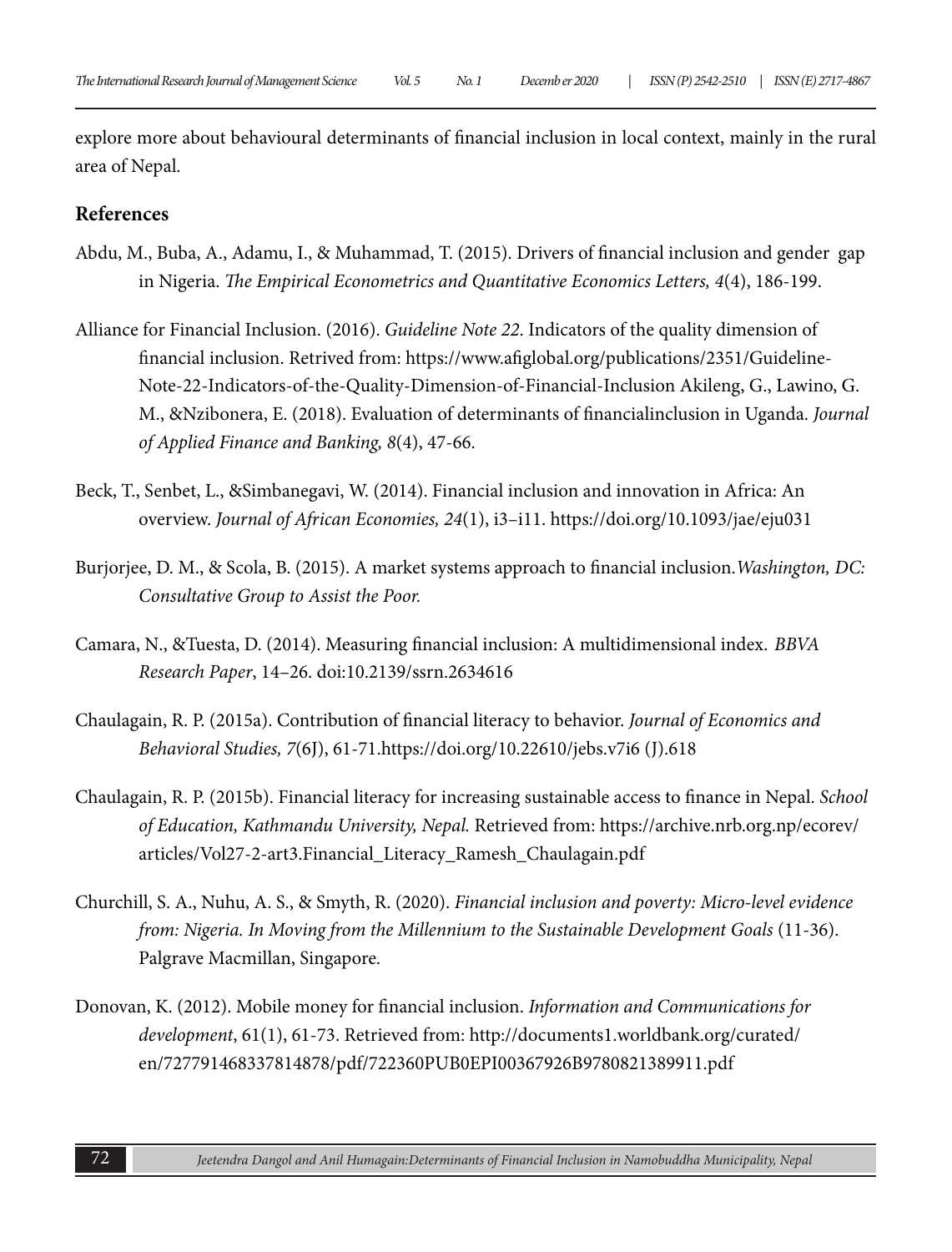explore more about behavioural determinants of financial inclusion in local context, mainly in the rural area of Nepal.

## References

Abdu, M., Buba, A., Adamu, I., & Muhammad, T. (2015). Drivers of financial inclusion and gender gap in Nigeria. *The Empirical Econometrics and Quantitative Economics Letters, 4*(4), 186-199.

Alliance for Financial Inclusion. (2016). *Guideline Note 22*. Indicators of the quality dimension of financial inclusion. Retrived from: https://www.afiglobal.org/publications/2351/Guideline-Note-22-Indicators-of-the-Quality-Dimension-of-Financial-Inclusion Akileng, G., Lawino, G. M., &Nzibonera, E. (2018). Evaluation of determinants of financialinclusion in Uganda. *Journal of Applied Finance and Banking, 8*(4), 47-66.

Beck, T., Senbet, L., &Simbanegavi, W. (2014). Financial inclusion and innovation in Africa: An overview. *Journal of African Economies, 24*(1), i3–i11. https://doi.org/10.1093/jae/eju031

Burjorjee, D. M., & Scola, B. (2015). A market systems approach to financial inclusion.*Washington, DC: Consultative Group to Assist the Poor.*

Camara, N., &Tuesta, D. (2014). Measuring financial inclusion: A multidimensional index. *BBVA Research Paper*, 14–26. doi:10.2139/ssrn.2634616

Chaulagain, R. P. (2015a). Contribution of financial literacy to behavior. *Journal of Economics and Behavioral Studies, 7*(6J), 61-71.https://doi.org/10.22610/jebs.v7i6 (J).618

Chaulagain, R. P. (2015b). Financial literacy for increasing sustainable access to finance in Nepal. *School of Education, Kathmandu University, Nepal.* Retrieved from: https://archive.nrb.org.np/ecorev/articles/Vol27-2-art3.Financial_Literacy_Ramesh_Chaulagain.pdf

Churchill, S. A., Nuhu, A. S., & Smyth, R. (2020). *Financial inclusion and poverty: Micro-level evidence from: Nigeria. In Moving from the Millennium to the Sustainable Development Goals* (11-36). Palgrave Macmillan, Singapore.

Donovan, K. (2012). Mobile money for financial inclusion. *Information and Communications for development*, 61(1), 61-73. Retrieved from: http://documents1.worldbank.org/curated/en/727791468337814878/pdf/722360PUB0EPI00367926B9780821389911.pdf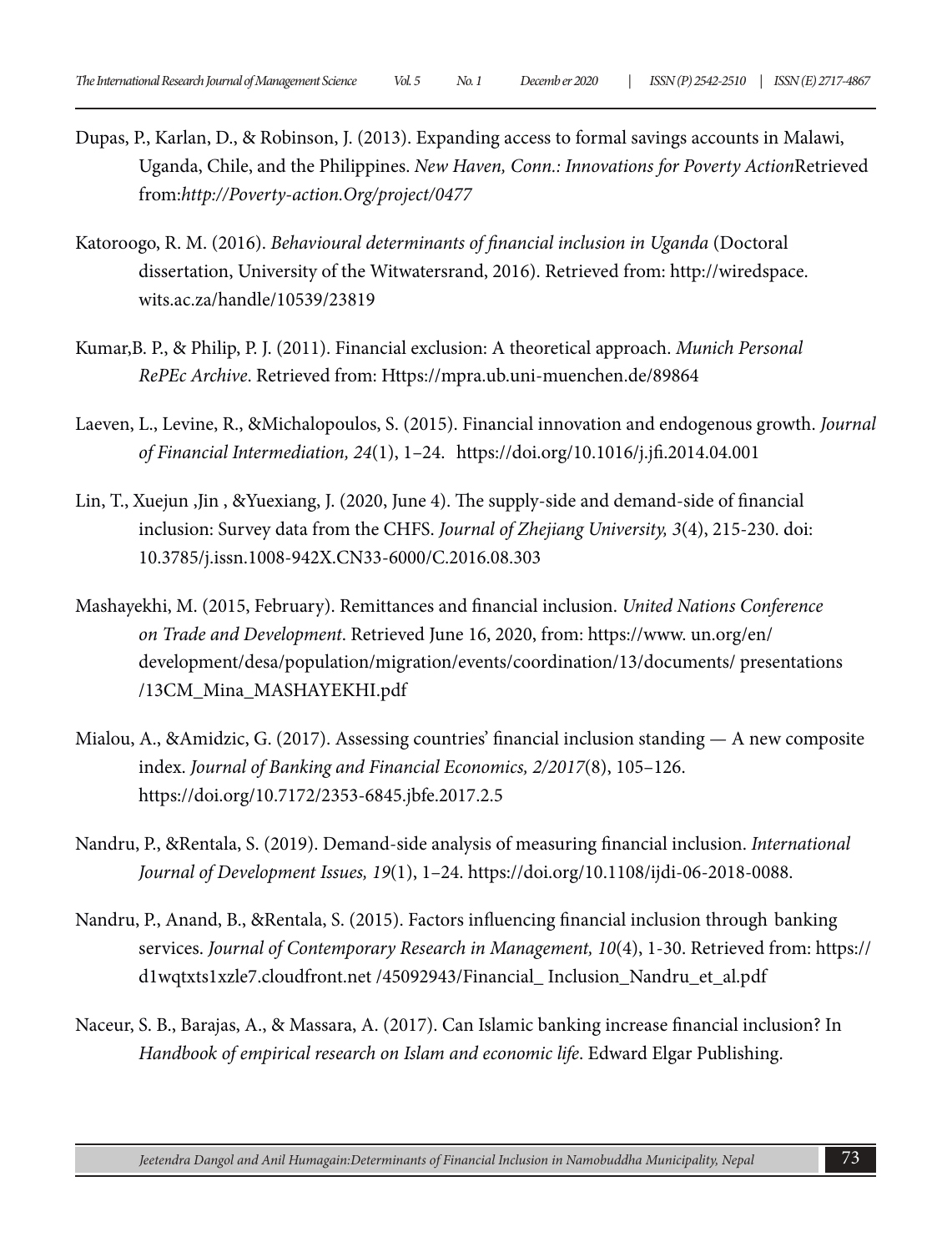Dupas, P., Karlan, D., & Robinson, J. (2013). Expanding access to formal savings accounts in Malawi, Uganda, Chile, and the Philippines. *New Haven, Conn.: Innovations for Poverty Action*Retrieved from:*http://Poverty-action.Org/project/0477*

Katoroogo, R. M. (2016). *Behavioural determinants of financial inclusion in Uganda* (Doctoral dissertation, University of the Witwatersrand, 2016). Retrieved from: http://wiredspace. wits.ac.za/handle/10539/23819

Kumar,B. P., & Philip, P. J. (2011). Financial exclusion: A theoretical approach. *Munich Personal RePEc Archive*. Retrieved from: Https://mpra.ub.uni-muenchen.de/89864

Laeven, L., Levine, R., &Michalopoulos, S. (2015). Financial innovation and endogenous growth. *Journal of Financial Intermediation, 24*(1), 1–24. https://doi.org/10.1016/j.jfi.2014.04.001

Lin, T., Xuejun ,Jin , &Yuexiang, J. (2020, June 4). The supply-side and demand-side of financial inclusion: Survey data from the CHFS. *Journal of Zhejiang University, 3*(4), 215-230. doi: 10.3785/j.issn.1008-942X.CN33-6000/C.2016.08.303

Mashayekhi, M. (2015, February). Remittances and financial inclusion. *United Nations Conference on Trade and Development*. Retrieved June 16, 2020, from: https://www. un.org/en/ development/desa/population/migration/events/coordination/13/documents/ presentations /13CM_Mina_MASHAYEKHI.pdf

Mialou, A., &Amidzic, G. (2017). Assessing countries' financial inclusion standing — A new composite index. *Journal of Banking and Financial Economics, 2/2017*(8), 105–126. https://doi.org/10.7172/2353-6845.jbfe.2017.2.5

Nandru, P., &Rentala, S. (2019). Demand-side analysis of measuring financial inclusion. *International Journal of Development Issues, 19*(1), 1–24. https://doi.org/10.1108/ijdi-06-2018-0088.

Nandru, P., Anand, B., &Rentala, S. (2015). Factors influencing financial inclusion through banking services. *Journal of Contemporary Research in Management, 10*(4), 1-30. Retrieved from: https:// d1wqtxts1xzle7.cloudfront.net /45092943/Financial_ Inclusion_Nandru_et_al.pdf

Naceur, S. B., Barajas, A., & Massara, A. (2017). Can Islamic banking increase financial inclusion? In *Handbook of empirical research on Islam and economic life*. Edward Elgar Publishing.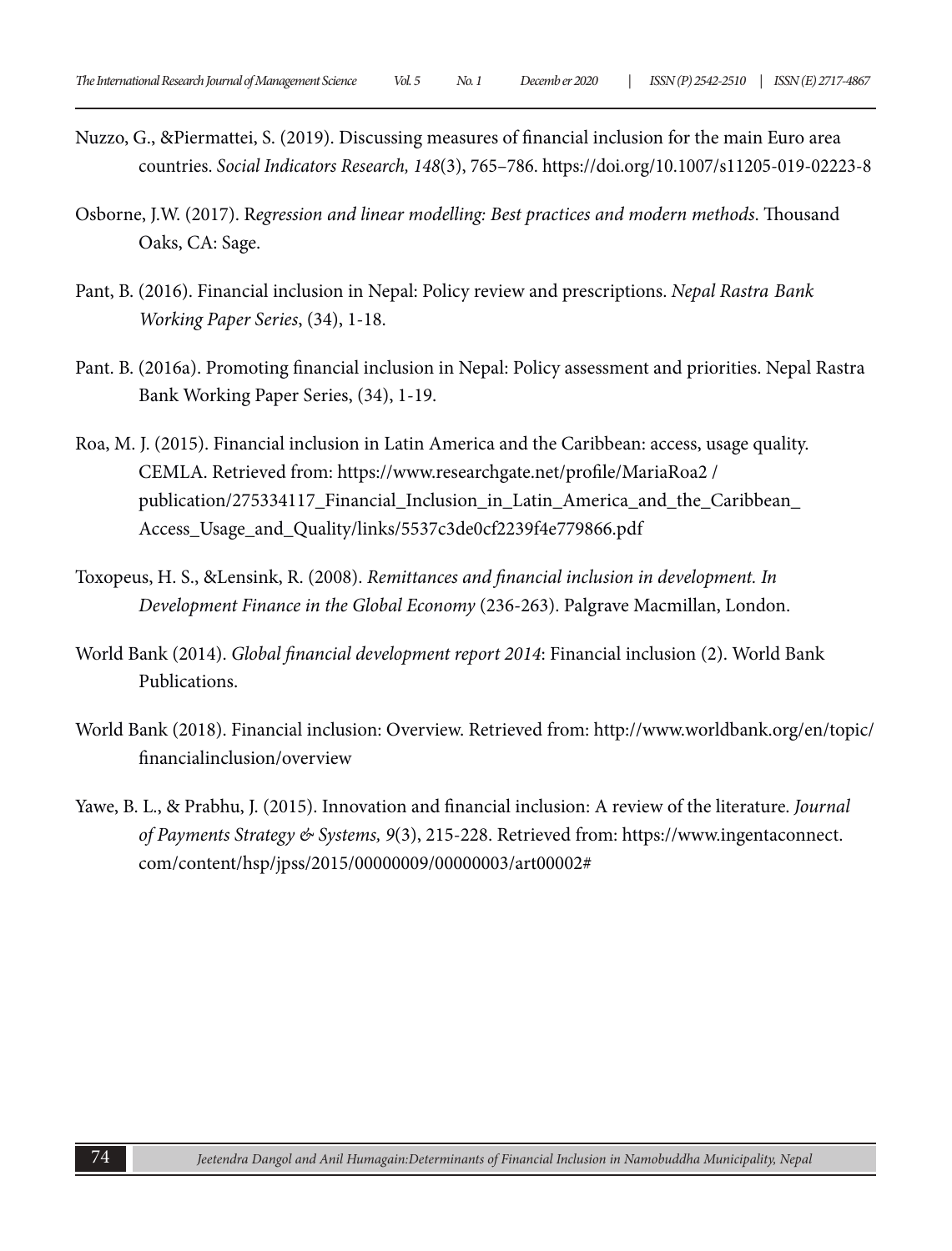Nuzzo, G., &Piermattei, S. (2019). Discussing measures of financial inclusion for the main Euro area countries. *Social Indicators Research, 148*(3), 765–786. https://doi.org/10.1007/s11205-019-02223-8

Osborne, J.W. (2017). R*egression and linear modelling: Best practices and modern methods*. Thousand Oaks, CA: Sage.

Pant, B. (2016). Financial inclusion in Nepal: Policy review and prescriptions. *Nepal Rastra Bank Working Paper Series*, (34), 1-18.

Pant. B. (2016a). Promoting financial inclusion in Nepal: Policy assessment and priorities. Nepal Rastra Bank Working Paper Series, (34), 1-19.

Roa, M. J. (2015). Financial inclusion in Latin America and the Caribbean: access, usage quality. CEMLA. Retrieved from: https://www.researchgate.net/profile/MariaRoa2 / publication/275334117_Financial_Inclusion_in_Latin_America_and_the_Caribbean_Access_Usage_and_Quality/links/5537c3de0cf2239f4e779866.pdf

Toxopeus, H. S., &Lensink, R. (2008). *Remittances and financial inclusion in development. In Development Finance in the Global Economy* (236-263). Palgrave Macmillan, London.

World Bank (2014). *Global financial development report 2014*: Financial inclusion (2). World Bank Publications.

World Bank (2018). Financial inclusion: Overview. Retrieved from: http://www.worldbank.org/en/topic/financialinclusion/overview

Yawe, B. L., & Prabhu, J. (2015). Innovation and financial inclusion: A review of the literature. *Journal of Payments Strategy & Systems, 9*(3), 215-228. Retrieved from: https://www.ingentaconnect.com/content/hsp/jpss/2015/00000009/00000003/art00002#